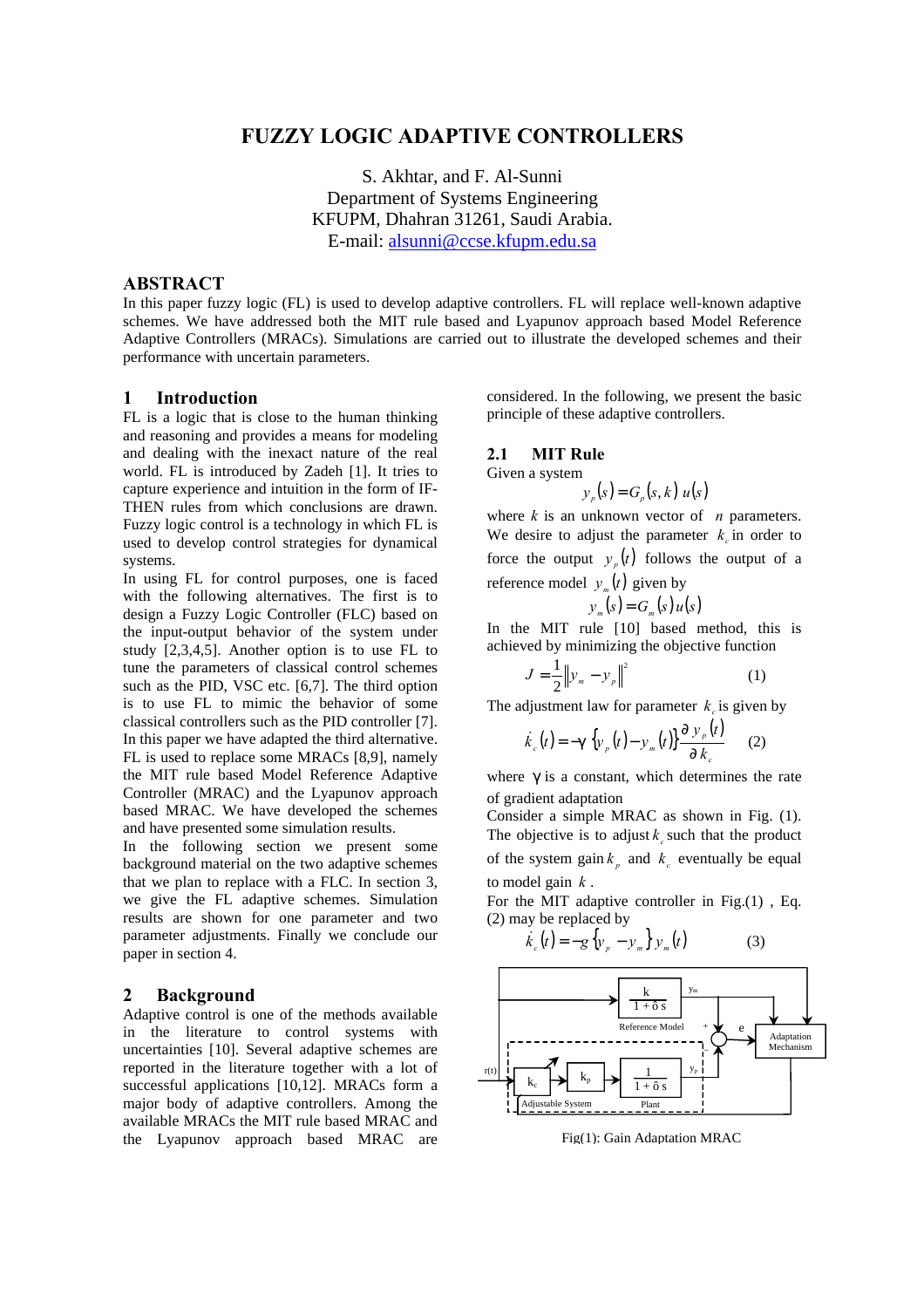# FUZZY LOGIC ADAPTIVE CONTROLLERS

S. Akhtar, and F. Al-Sunni
Department of Systems Engineering
KFUPM, Dhahran 31261, Saudi Arabia.
E-mail: alsunni@ccse.kfupm.edu.sa

## ABSTRACT

In this paper fuzzy logic (FL) is used to develop adaptive controllers. FL will replace well-known adaptive schemes. We have addressed both the MIT rule based and Lyapunov approach based Model Reference Adaptive Controllers (MRACs). Simulations are carried out to illustrate the developed schemes and their performance with uncertain parameters.

## 1 Introduction

FL is a logic that is close to the human thinking and reasoning and provides a means for modeling and dealing with the inexact nature of the real world. FL is introduced by Zadeh [1]. It tries to capture experience and intuition in the form of IF-THEN rules from which conclusions are drawn. Fuzzy logic control is a technology in which FL is used to develop control strategies for dynamical systems.

In using FL for control purposes, one is faced with the following alternatives. The first is to design a Fuzzy Logic Controller (FLC) based on the input-output behavior of the system under study [2,3,4,5]. Another option is to use FL to tune the parameters of classical control schemes such as the PID, VSC etc. [6,7]. The third option is to use FL to mimic the behavior of some classical controllers such as the PID controller [7]. In this paper we have adapted the third alternative. FL is used to replace some MRACs [8,9], namely the MIT rule based Model Reference Adaptive Controller (MRAC) and the Lyapunov approach based MRAC. We have developed the schemes and have presented some simulation results.

In the following section we present some background material on the two adaptive schemes that we plan to replace with a FLC. In section 3, we give the FL adaptive schemes. Simulation results are shown for one parameter and two parameter adjustments. Finally we conclude our paper in section 4.

## 2 Background

Adaptive control is one of the methods available in the literature to control systems with uncertainties [10]. Several adaptive schemes are reported in the literature together with a lot of successful applications [10,12]. MRACs form a major body of adaptive controllers. Among the available MRACs the MIT rule based MRAC and the Lyapunov approach based MRAC are considered. In the following, we present the basic principle of these adaptive controllers.

### 2.1 MIT Rule

Given a system

$$y_p(s) = G_p(s,k)\, u(s)$$

where $k$ is an unknown vector of $n$ parameters. We desire to adjust the parameter $k_c$ in order to force the output $y_p(t)$ follows the output of a reference model $y_m(t)$ given by

$$y_m(s) = G_m(s)\, u(s)$$

In the MIT rule [10] based method, this is achieved by minimizing the objective function

$$J = \frac{1}{2}\left\| y_m - y_p \right\|^2 \qquad (1)$$

The adjustment law for parameter $k_c$ is given by

$$\dot{k}_c(t) = -\gamma\, \{y_p(t) - y_m(t)\} \frac{\partial y_p(t)}{\partial k_c} \qquad (2)$$

where $\gamma$ is a constant, which determines the rate of gradient adaptation

Consider a simple MRAC as shown in Fig. (1). The objective is to adjust $k_c$ such that the product of the system gain $k_p$ and $k_c$ eventually be equal to model gain $k$.

For the MIT adaptive controller in Fig.(1) , Eq. (2) may be replaced by

$$\dot{k}_c(t) = -g\, \{y_p - y_m\}\, y_m(t) \qquad (3)$$

Fig(1): Gain Adaptation MRAC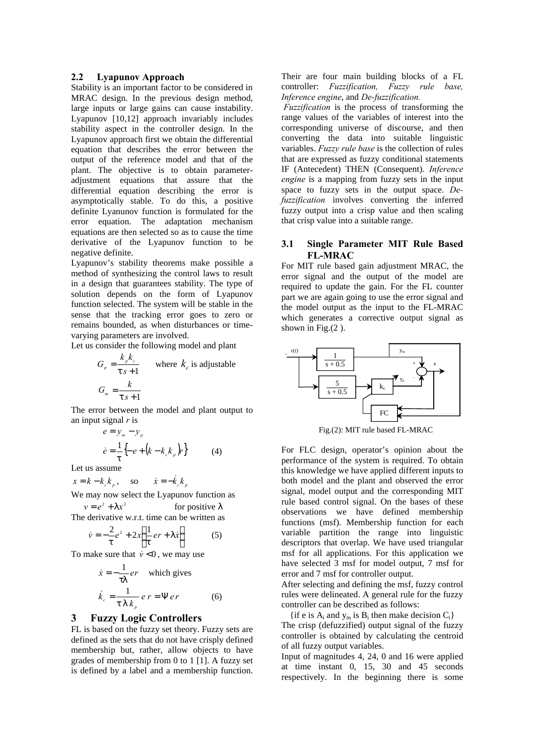### 2.2 Lyapunov Approach

Stability is an important factor to be considered in MRAC design. In the previous design method, large inputs or large gains can cause instability. Lyapunov [10,12] approach invariably includes stability aspect in the controller design. In the Lyapunov approach first we obtain the differential equation that describes the error between the output of the reference model and that of the plant. The objective is to obtain parameter-adjustment equations that assure that the differential equation describing the error is asymptotically stable. To do this, a positive definite Lyanunov function is formulated for the error equation. The adaptation mechanism equations are then selected so as to cause the time derivative of the Lyapunov function to be negative definite.

Lyapunov's stability theorems make possible a method of synthesizing the control laws to result in a design that guarantees stability. The type of solution depends on the form of Lyapunov function selected. The system will be stable in the sense that the tracking error goes to zero or remains bounded, as when disturbances or time-varying parameters are involved.

Let us consider the following model and plant

$$G_p = \frac{k_p k_c}{\tau s + 1} \quad \text{where } k_c \text{ is adjustable}$$

$$G_m = \frac{k}{\tau s + 1}$$

The error between the model and plant output to an input signal *r* is

$$e = y_m - y_p$$

$$\dot{e} = \frac{1}{\tau}\left\{-e + \left(k - k_c k_p\right) r\right\} \qquad (4)$$

Let us assume

$$x = k - k_c k_p, \quad \text{so} \quad \dot{x} = -\dot{k}_c k_p$$

We may now select the Lyapunov function as

$$v = e^2 + \lambda x^2 \qquad \text{for positive } \lambda$$

The derivative w.r.t. time can be written as

$$\dot{v} = -\frac{2}{\tau} e^2 + 2x\left(\frac{1}{\tau} er + \lambda \dot{x}\right) \qquad (5)$$

To make sure that $\dot{v} < 0$, we may use

$$\dot{x} = -\frac{1}{\tau\lambda} er \quad \text{which gives}$$

$$\dot{k}_c = \frac{1}{\tau \lambda k_p} e\, r = \Psi\, e r \qquad (6)$$

## 3 Fuzzy Logic Controllers

FL is based on the fuzzy set theory. Fuzzy sets are defined as the sets that do not have crisply defined membership but, rather, allow objects to have grades of membership from 0 to 1 [1]. A fuzzy set is defined by a label and a membership function. Their are four main building blocks of a FL controller: *Fuzzification, Fuzzy rule base, Inference engine*, and *De-fuzzification.*

*Fuzzification* is the process of transforming the range values of the variables of interest into the corresponding universe of discourse, and then converting the data into suitable linguistic variables. *Fuzzy rule base* is the collection of rules that are expressed as fuzzy conditional statements IF (Antecedent) THEN (Consequent). *Inference engine* is a mapping from fuzzy sets in the input space to fuzzy sets in the output space. *De-fuzzification* involves converting the inferred fuzzy output into a crisp value and then scaling that crisp value into a suitable range.

### 3.1 Single Parameter MIT Rule Based FL-MRAC

For MIT rule based gain adjustment MRAC, the error signal and the output of the model are required to update the gain. For the FL counter part we are again going to use the error signal and the model output as the input to the FL-MRAC which generates a corrective output signal as shown in Fig.(2 ).

Fig.(2): MIT rule based FL-MRAC

For FLC design, operator's opinion about the performance of the system is required. To obtain this knowledge we have applied different inputs to both model and the plant and observed the error signal, model output and the corresponding MIT rule based control signal. On the bases of these observations we have defined membership functions (msf). Membership function for each variable partition the range into linguistic descriptors that overlap. We have used triangular msf for all applications. For this application we have selected 3 msf for model output, 7 msf for error and 7 msf for controller output.

After selecting and defining the msf, fuzzy control rules were delineated. A general rule for the fuzzy controller can be described as follows:

{if e is $A_i$ and $y_m$ is $B_i$ then make decision $C_i$}

The crisp (defuzzified) output signal of the fuzzy controller is obtained by calculating the centroid of all fuzzy output variables.

Input of magnitudes 4, 24, 0 and 16 were applied at time instant 0, 15, 30 and 45 seconds respectively. In the beginning there is some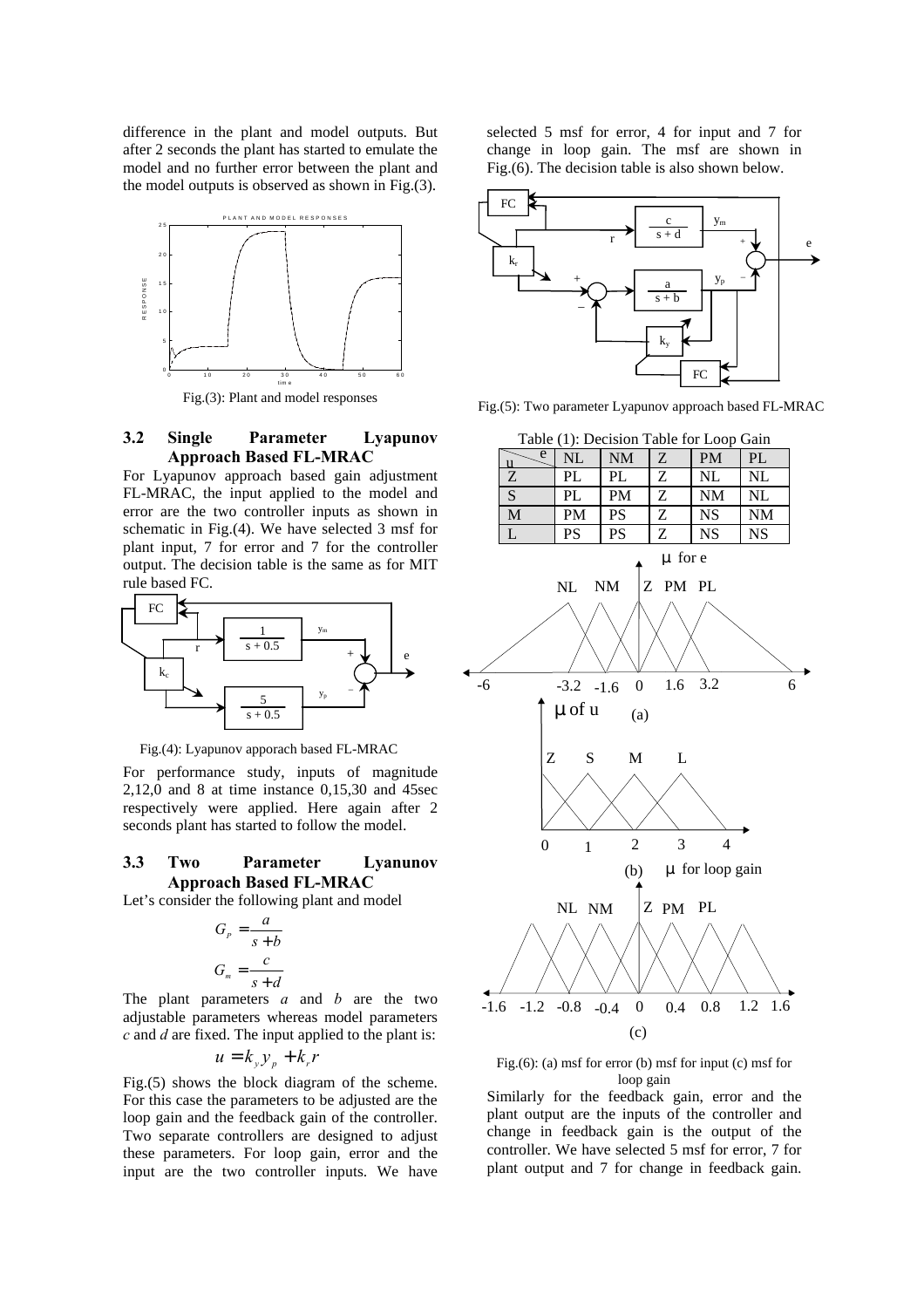difference in the plant and model outputs. But after 2 seconds the plant has started to emulate the model and no further error between the plant and the model outputs is observed as shown in Fig.(3).

Fig.(3): Plant and model responses

### 3.2 Single Parameter Lyapunov Approach Based FL-MRAC

For Lyapunov approach based gain adjustment FL-MRAC, the input applied to the model and error are the two controller inputs as shown in schematic in Fig.(4). We have selected 3 msf for plant input, 7 for error and 7 for the controller output. The decision table is the same as for MIT rule based FC.

Fig.(4): Lyapunov apporach based FL-MRAC

For performance study, inputs of magnitude 2,12,0 and 8 at time instance 0,15,30 and 45sec respectively were applied. Here again after 2 seconds plant has started to follow the model.

### 3.3 Two Parameter Lyanunov Approach Based FL-MRAC

Let's consider the following plant and model

$$G_p = \frac{a}{s+b}$$

$$G_m = \frac{c}{s+d}$$

The plant parameters *a* and *b* are the two adjustable parameters whereas model parameters *c* and *d* are fixed. The input applied to the plant is:

$$u = k_y y_p + k_r r$$

Fig.(5) shows the block diagram of the scheme. For this case the parameters to be adjusted are the loop gain and the feedback gain of the controller. Two separate controllers are designed to adjust these parameters. For loop gain, error and the input are the two controller inputs. We have selected 5 msf for error, 4 for input and 7 for change in loop gain. The msf are shown in Fig.(6). The decision table is also shown below.

Fig.(5): Two parameter Lyapunov approach based FL-MRAC

Table (1): Decision Table for Loop Gain

| u \ e | NL | NM | Z | PM | PL |
|---|---|---|---|---|---|
| Z | PL | PL | Z | NL | NL |
| S | PL | PM | Z | NM | NL |
| M | PM | PS | Z | NS | NM |
| L | PS | PS | Z | NS | NS |

Fig.(6): (a) msf for error (b) msf for input (c) msf for loop gain

Similarly for the feedback gain, error and the plant output are the inputs of the controller and change in feedback gain is the output of the controller. We have selected 5 msf for error, 7 for plant output and 7 for change in feedback gain.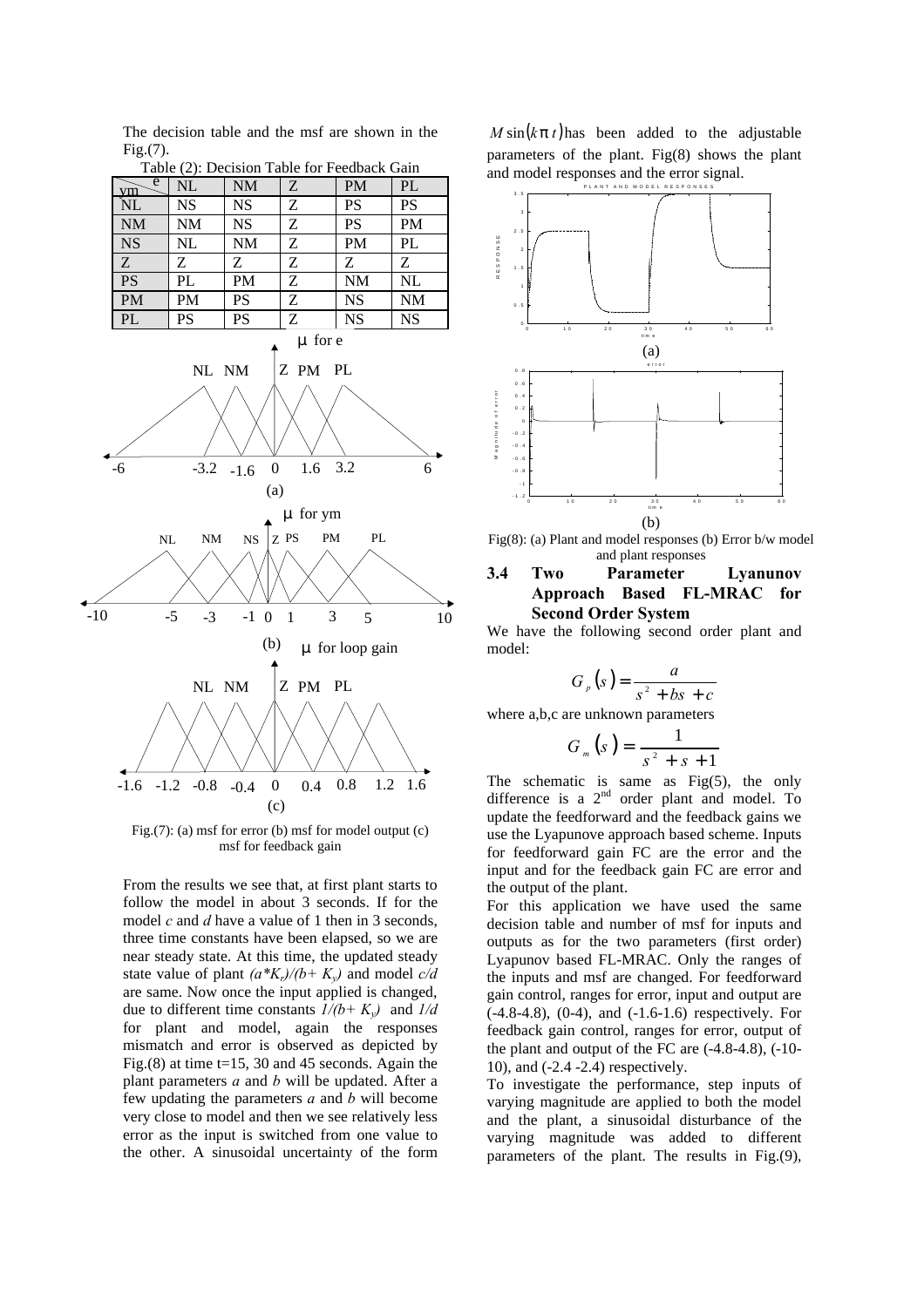The decision table and the msf are shown in the Fig.(7).

Table (2): Decision Table for Feedback Gain

| ym \ e | NL | NM | Z | PM | PL |
|---|---|---|---|---|---|
| NL | NS | NS | Z | PS | PS |
| NM | NM | NS | Z | PS | PM |
| NS | NL | NM | Z | PM | PL |
| Z | Z | Z | Z | Z | Z |
| PS | PL | PM | Z | NM | NL |
| PM | PM | PS | Z | NS | NM |
| PL | PS | PS | Z | NS | NS |

Fig.(7): (a) msf for error (b) msf for model output (c) msf for feedback gain

From the results we see that, at first plant starts to follow the model in about 3 seconds. If for the model *c* and *d* have a value of 1 then in 3 seconds, three time constants have been elapsed, so we are near steady state. At this time, the updated steady state value of plant $(a*K_r)/(b+K_y)$ and model $c/d$ are same. Now once the input applied is changed, due to different time constants $1/(b+K_y)$ and $1/d$ for plant and model, again the responses mismatch and error is observed as depicted by Fig.(8) at time t=15, 30 and 45 seconds. Again the plant parameters *a* and *b* will be updated. After a few updating the parameters *a* and *b* will become very close to model and then we see relatively less error as the input is switched from one value to the other. A sinusoidal uncertainty of the form $M\sin(k\pi t)$ has been added to the adjustable parameters of the plant. Fig(8) shows the plant and model responses and the error signal.

Fig(8): (a) Plant and model responses (b) Error b/w model and plant responses

### 3.4 Two Parameter Lyanunov Approach Based FL-MRAC for Second Order System

We have the following second order plant and model:

$$G_p(s) = \frac{a}{s^2 + bs + c}$$

where a,b,c are unknown parameters

$$G_m(s) = \frac{1}{s^2 + s + 1}$$

The schematic is same as Fig(5), the only difference is a 2[nd] order plant and model. To update the feedforward and the feedback gains we use the Lyapunove approach based scheme. Inputs for feedforward gain FC are the error and the input and for the feedback gain FC are error and the output of the plant.

For this application we have used the same decision table and number of msf for inputs and outputs as for the two parameters (first order) Lyapunov based FL-MRAC. Only the ranges of the inputs and msf are changed. For feedforward gain control, ranges for error, input and output are (-4.8-4.8), (0-4), and (-1.6-1.6) respectively. For feedback gain control, ranges for error, output of the plant and output of the FC are (-4.8-4.8), (-10-10), and (-2.4 -2.4) respectively.

To investigate the performance, step inputs of varying magnitude are applied to both the model and the plant, a sinusoidal disturbance of the varying magnitude was added to different parameters of the plant. The results in Fig.(9),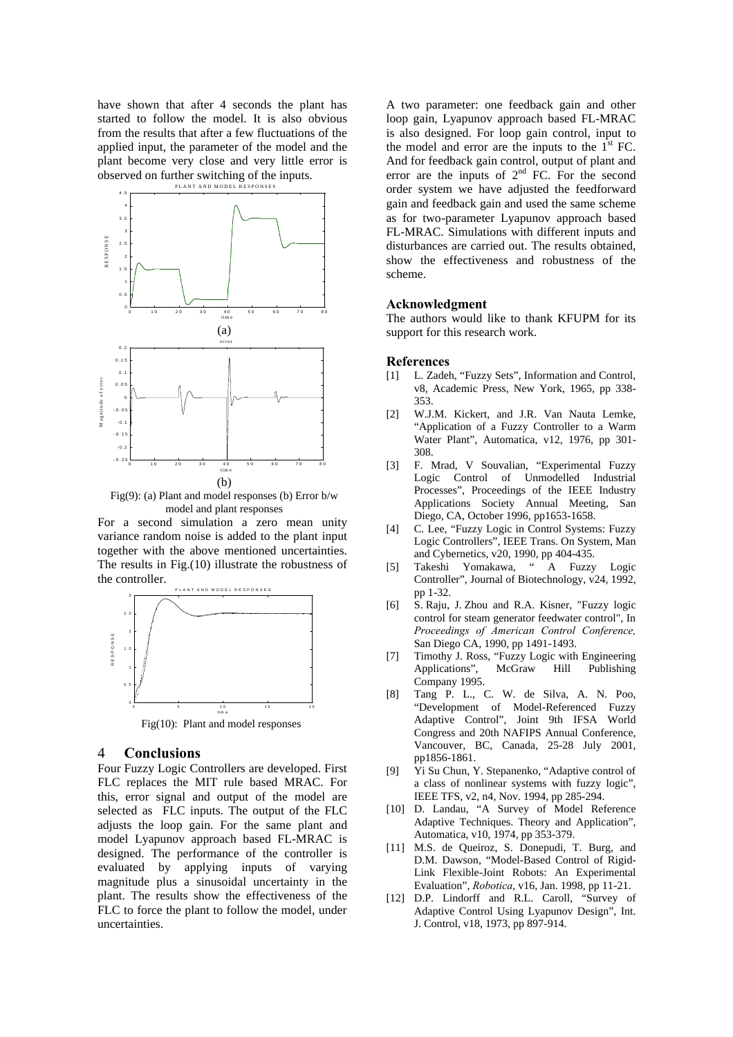have shown that after 4 seconds the plant has started to follow the model. It is also obvious from the results that after a few fluctuations of the applied input, the parameter of the model and the plant become very close and very little error is observed on further switching of the inputs.

PLANT AND MODEL RESPONSES

RESPONSE

4.5
4
3.5
3
2.5
2
1.5
1
0.5
0

0 10 20 30 40 50 60 70 80

time

(a)

error

Magnitude of error

0.2
0.15
0.1
0.05
0
-0.05
-0.1
-0.15
-0.2
-0.25

0 10 20 30 40 50 60 70 80

time

(b)

Fig(9): (a) Plant and model responses (b) Error b/w model and plant responses

For a second simulation a zero mean unity variance random noise is added to the plant input together with the above mentioned uncertainties. The results in Fig.(10) illustrate the robustness of the controller.

PLANT AND MODEL RESPONSES

RESPONSE

3
2.5
2
1.5
1
0.5
0

0 5 10 15 20

time

Fig(10): Plant and model responses

## 4 Conclusions

Four Fuzzy Logic Controllers are developed. First FLC replaces the MIT rule based MRAC. For this, error signal and output of the model are selected as FLC inputs. The output of the FLC adjusts the loop gain. For the same plant and model Lyapunov approach based FL-MRAC is designed. The performance of the controller is evaluated by applying inputs of varying magnitude plus a sinusoidal uncertainty in the plant. The results show the effectiveness of the FLC to force the plant to follow the model, under uncertainties.

A two parameter: one feedback gain and other loop gain, Lyapunov approach based FL-MRAC is also designed. For loop gain control, input to the model and error are the inputs to the 1st FC. And for feedback gain control, output of plant and error are the inputs of 2nd FC. For the second order system we have adjusted the feedforward gain and feedback gain and used the same scheme as for two-parameter Lyapunov approach based FL-MRAC. Simulations with different inputs and disturbances are carried out. The results obtained, show the effectiveness and robustness of the scheme.

### Acknowledgment

The authors would like to thank KFUPM for its support for this research work.

### References

[1] L. Zadeh, "Fuzzy Sets", Information and Control, v8, Academic Press, New York, 1965, pp 338-353.

[2] W.J.M. Kickert, and J.R. Van Nauta Lemke, "Application of a Fuzzy Controller to a Warm Water Plant", Automatica, v12, 1976, pp 301-308.

[3] F. Mrad, V Souvalian, "Experimental Fuzzy Logic Control of Unmodelled Industrial Processes", Proceedings of the IEEE Industry Applications Society Annual Meeting, San Diego, CA, October 1996, pp1653-1658.

[4] C. Lee, "Fuzzy Logic in Control Systems: Fuzzy Logic Controllers", IEEE Trans. On System, Man and Cybernetics, v20, 1990, pp 404-435.

[5] Takeshi Yomakawa, " A Fuzzy Logic Controller", Journal of Biotechnology, v24, 1992, pp 1-32.

[6] S. Raju, J. Zhou and R.A. Kisner, "Fuzzy logic control for steam generator feedwater control", In *Proceedings of American Control Conference,* San Diego CA, 1990, pp 1491-1493.

[7] Timothy J. Ross, "Fuzzy Logic with Engineering Applications", McGraw Hill Publishing Company 1995.

[8] Tang P. L., C. W. de Silva, A. N. Poo, "Development of Model-Referenced Fuzzy Adaptive Control", Joint 9th IFSA World Congress and 20th NAFIPS Annual Conference, Vancouver, BC, Canada, 25-28 July 2001, pp1856-1861.

[9] Yi Su Chun, Y. Stepanenko, "Adaptive control of a class of nonlinear systems with fuzzy logic", IEEE TFS, v2, n4, Nov. 1994, pp 285-294.

[10] D. Landau, "A Survey of Model Reference Adaptive Techniques. Theory and Application", Automatica, v10, 1974, pp 353-379.

[11] M.S. de Queiroz, S. Donepudi, T. Burg, and D.M. Dawson, "Model-Based Control of Rigid-Link Flexible-Joint Robots: An Experimental Evaluation", *Robotica*, v16, Jan. 1998, pp 11-21.

[12] D.P. Lindorff and R.L. Caroll, "Survey of Adaptive Control Using Lyapunov Design", Int. J. Control, v18, 1973, pp 897-914.